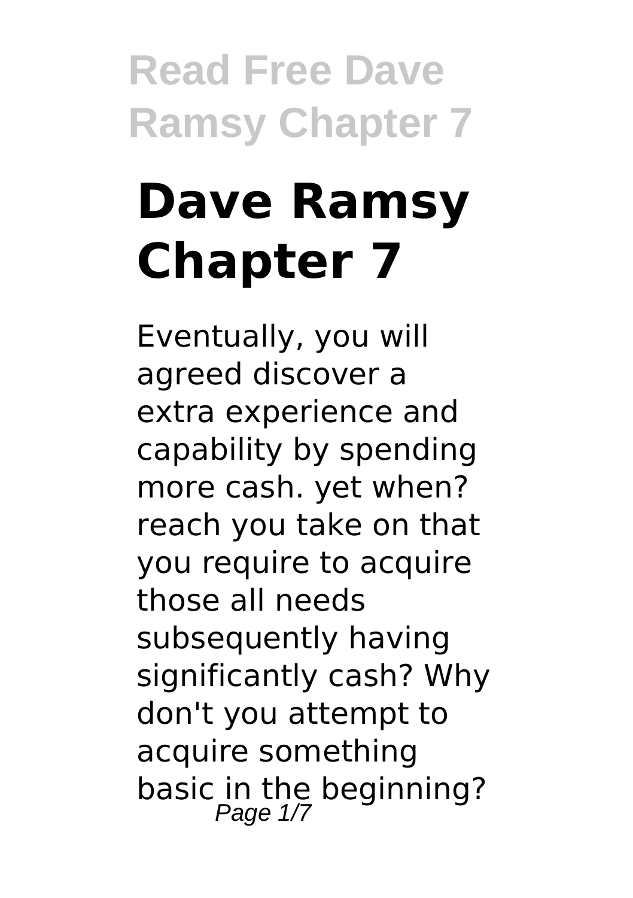# Dave Ramsy Chapter 7

Eventually, you will agreed discover a extra experience and capability by spending more cash. yet when? reach you take on that you require to acquire those all needs subsequently having significantly cash? Why don't you attempt to acquire something basic in the beginning?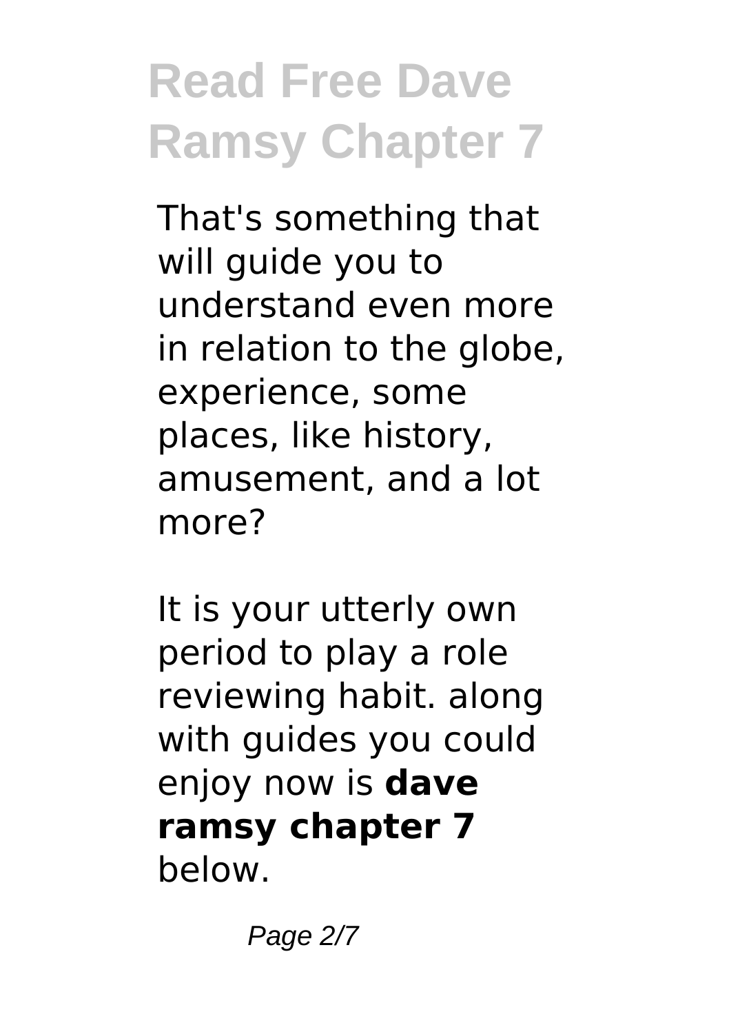That's something that will guide you to understand even more in relation to the globe, experience, some places, like history, amusement, and a lot more?

It is your utterly own period to play a role reviewing habit. along with guides you could enjoy now is **dave ramsy chapter 7** below.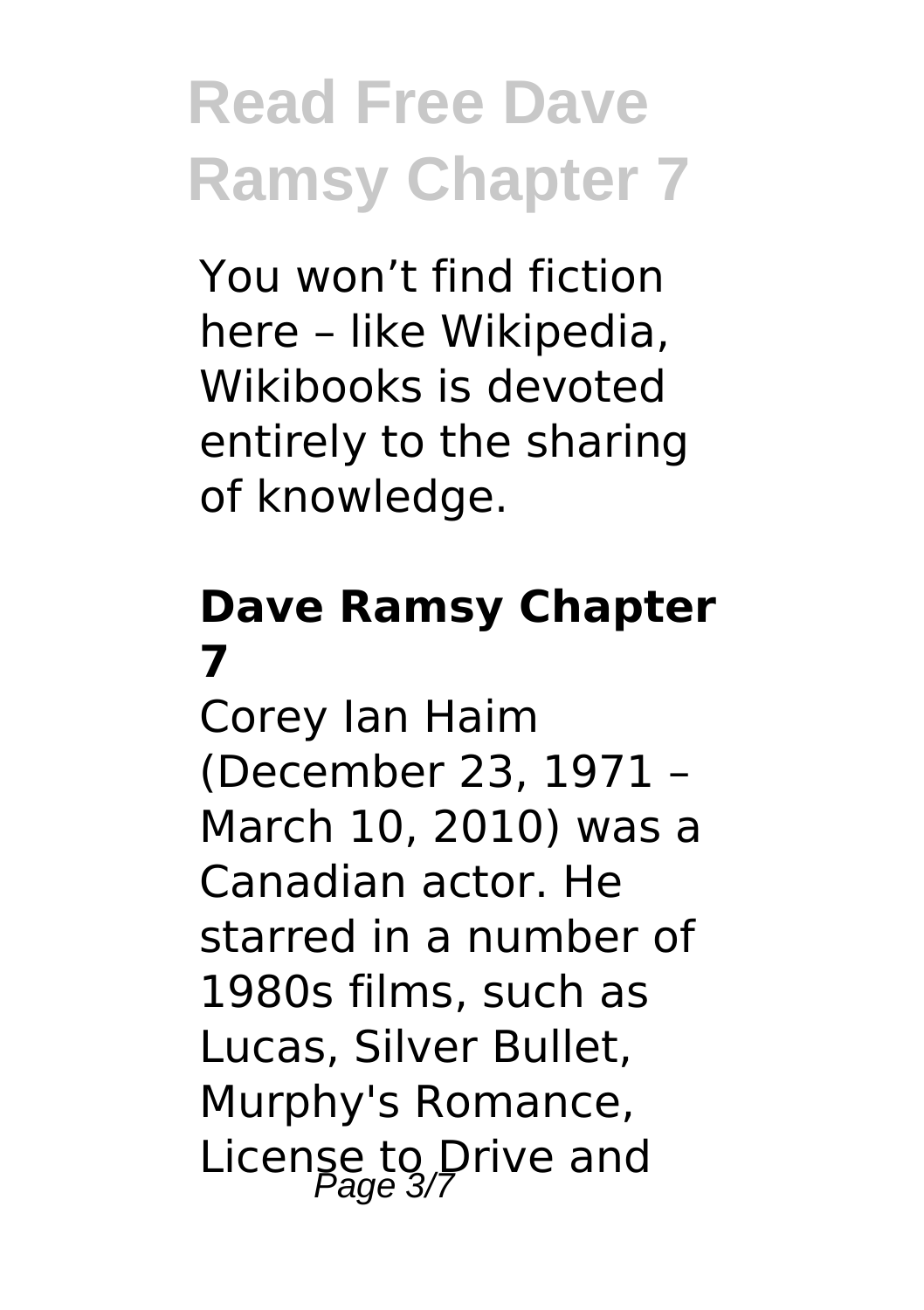You won’t find fiction here – like Wikipedia, Wikibooks is devoted entirely to the sharing of knowledge.

## Dave Ramsy Chapter 7

Corey Ian Haim (December 23, 1971 – March 10, 2010) was a Canadian actor. He starred in a number of 1980s films, such as Lucas, Silver Bullet, Murphy's Romance, License to Drive and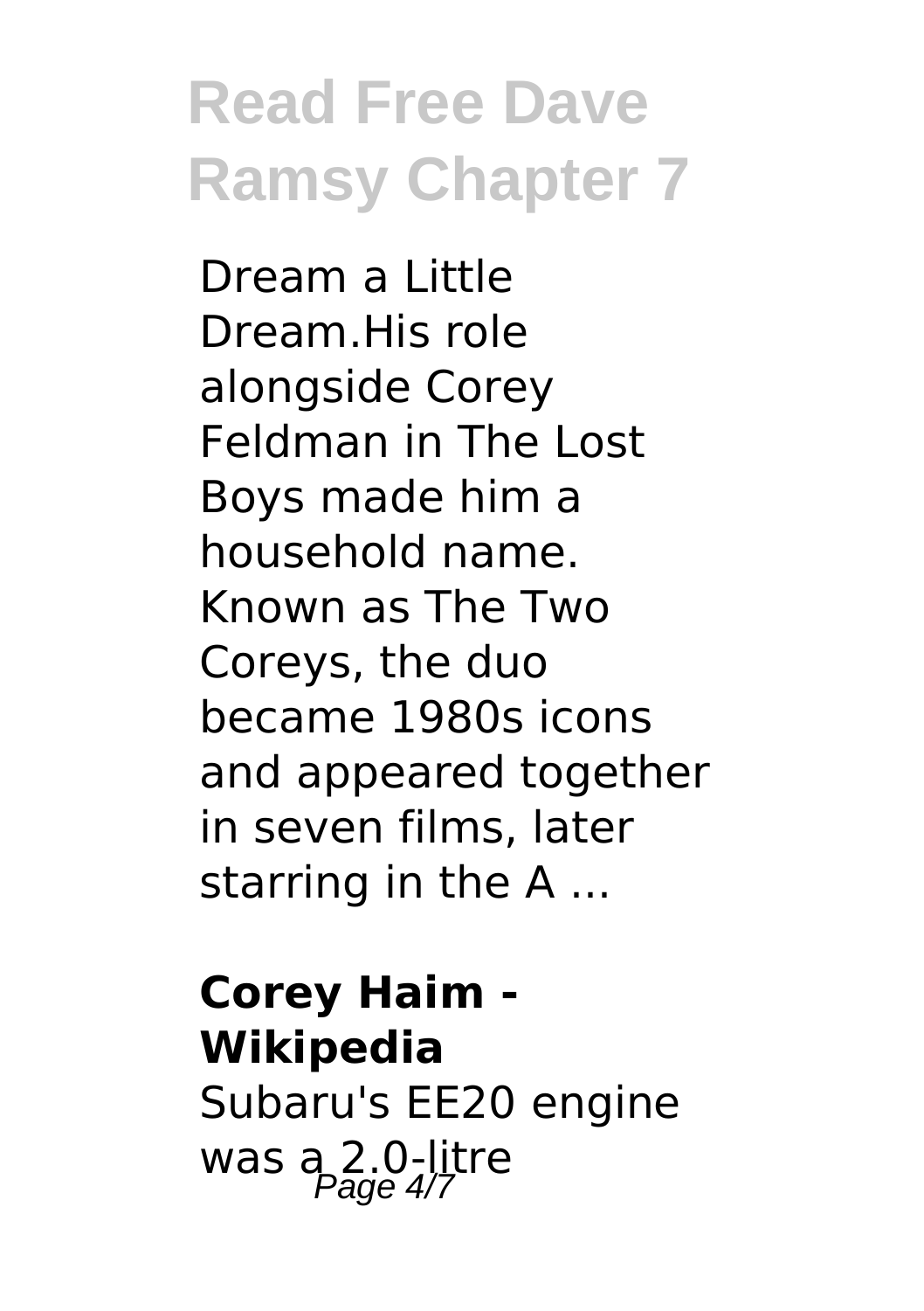Dream a Little Dream.His role alongside Corey Feldman in The Lost Boys made him a household name. Known as The Two Coreys, the duo became 1980s icons and appeared together in seven films, later starring in the A ...

**Corey Haim - Wikipedia**

Subaru's EE20 engine was a 2.0-litre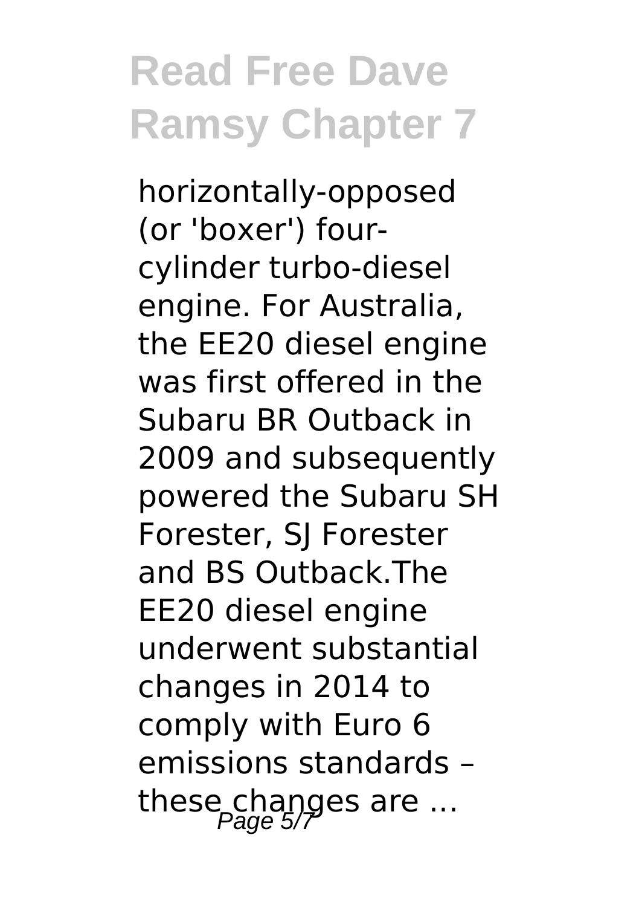horizontally-opposed (or 'boxer') four-cylinder turbo-diesel engine. For Australia, the EE20 diesel engine was first offered in the Subaru BR Outback in 2009 and subsequently powered the Subaru SH Forester, SJ Forester and BS Outback.The EE20 diesel engine underwent substantial changes in 2014 to comply with Euro 6 emissions standards – these changes are ...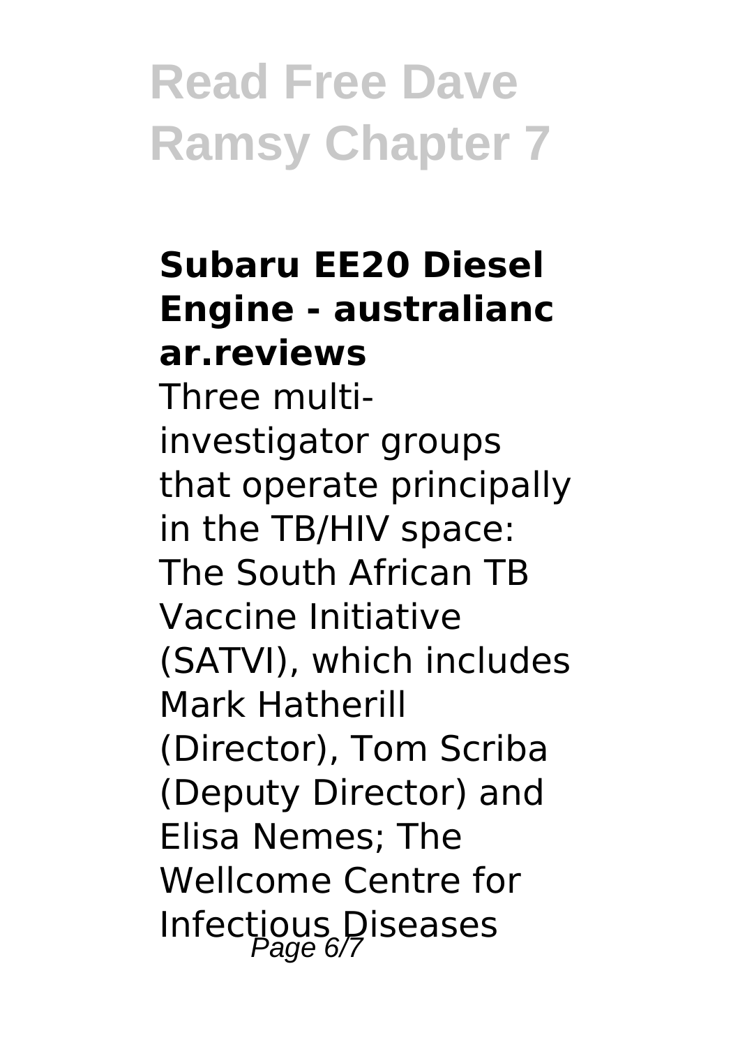### Subaru EE20 Diesel Engine - australiancar.reviews

Three multi-investigator groups that operate principally in the TB/HIV space: The South African TB Vaccine Initiative (SATVI), which includes Mark Hatherill (Director), Tom Scriba (Deputy Director) and Elisa Nemes; The Wellcome Centre for Infectious Diseases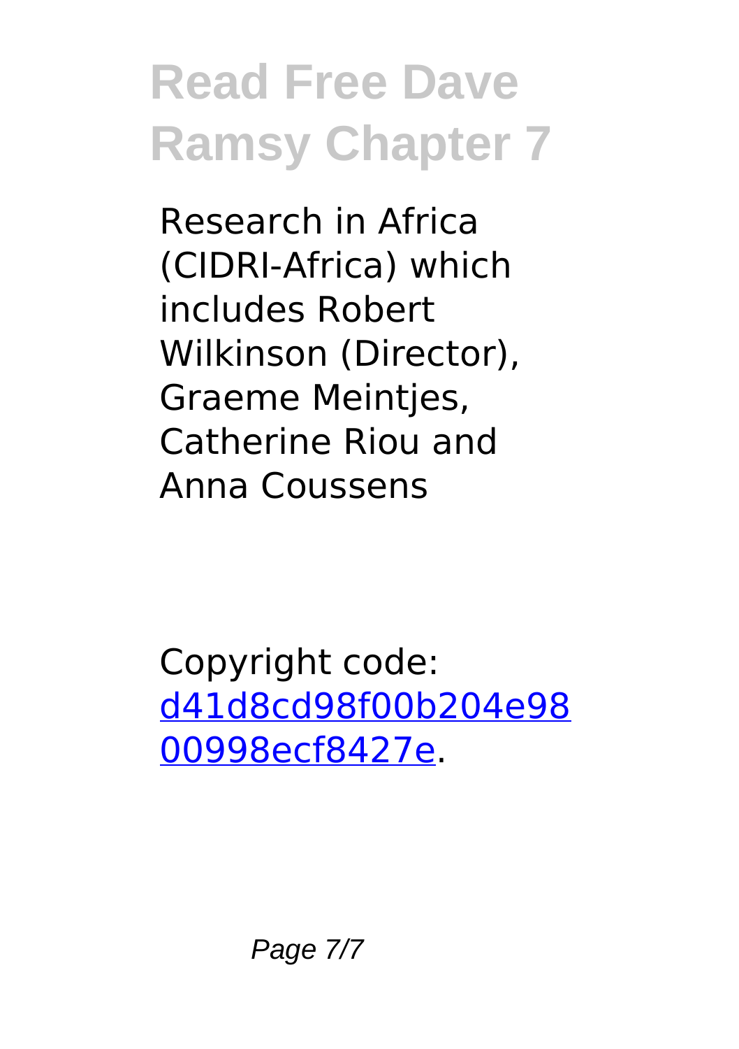Research in Africa (CIDRI-Africa) which includes Robert Wilkinson (Director), Graeme Meintjes, Catherine Riou and Anna Coussens

Copyright code: [d41d8cd98f00b204e9800998ecf8427e](d41d8cd98f00b204e9800998ecf8427e).